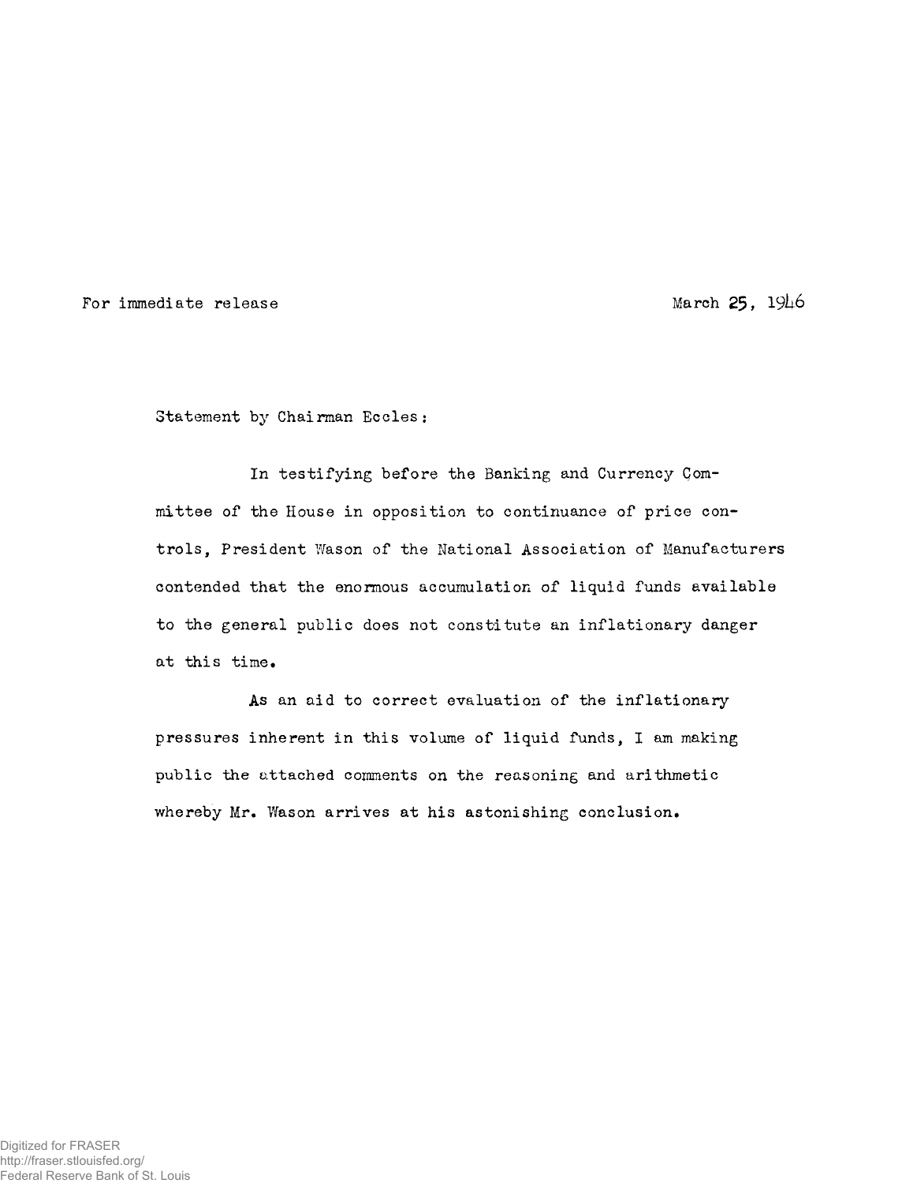For immediate release

March 25, 1946

Statement by Chairman Eccles:

In testifying before the Banking and Currency Committee of the House in opposition to continuance of price controls, President Wason of the National Association of Manufacturers contended that the enormous accumulation of liquid funds available to the general public does not constitute an inflationary danger at this time.

As an aid to correct evaluation of the inflationary pressures inherent in this volume of liquid funds, I am making public the attached comments on the reasoning and arithmetic whereby Mr. Wason arrives at his astonishing conclusion.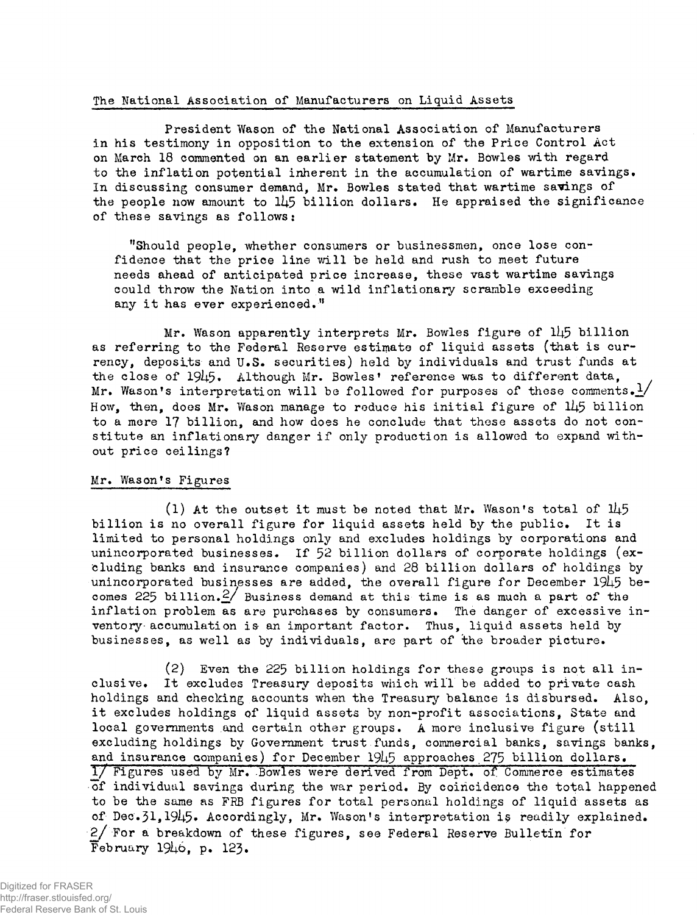## The National Association of Manufacturers on Liquid Assets

President Wason of the National Association of Manufacturers in his testimony in opposition to the extension of the Price Control Act on March 18 commented on an earlier statement by Mr. Bowles with regard to the inflation potential inherent in the accumulation of wartime savings. In discussing consumer demand, Mr. Bowles stated that wartime savings of the people now amount to 145 billion dollars. He appraised the significance of these savings as follows:

> "Should people, whether consumers or businessmen, once lose confidence that the price line will be held and rush to meet future needs ahead of anticipated price increase, these vast wartime savings could throw the Nation into a wild inflationary scramble exceeding any it has ever experienced."

Mr. Wason apparently interprets Mr. Bowles figure of 145 billion as referring to the Federal Reserve estimate of liquid assets (that is currency, deposits and U.S. securities) held by individuals and trust funds at the close of 1945. Although Mr. Bowles' reference was to different data, Mr. Wason's interpretation will be followed for purposes of these comments.[1] How, then, does Mr. Wason manage to reduce his initial figure of 145 billion to a mere 17 billion, and how does he conclude that these assets do not constitute an inflationary danger if only production is allowed to expand without price ceilings?

## Mr. Wason's Figures

(1) At the outset it must be noted that Mr. Wason's total of 145 billion is no overall figure for liquid assets held by the public. It is limited to personal holdings only and excludes holdings by corporations and unincorporated businesses. If 52 billion dollars of corporate holdings (excluding banks and insurance companies) and 28 billion dollars of holdings by unincorporated businesses are added, the overall figure for December 1945 becomes 225 billion.[2] Business demand at this time is as much a part of the inflation problem as are purchases by consumers. The danger of excessive inventory accumulation is an important factor. Thus, liquid assets held by businesses, as well as by individuals, are part of the broader picture.

(2) Even the 225 billion holdings for these groups is not all inclusive. It excludes Treasury deposits which will be added to private cash holdings and checking accounts when the Treasury balance is disbursed. Also, it excludes holdings of liquid assets by non-profit associations, State and local governments and certain other groups. A more inclusive figure (still excluding holdings by Government trust funds, commercial banks, savings banks, and insurance companies) for December 1945 approaches 275 billion dollars.

---

[1] Figures used by Mr. Bowles were derived from Dept. of Commerce estimates of individual savings during the war period. By coincidence the total happened to be the same as FRB figures for total personal holdings of liquid assets as of Dec.31,1945. Accordingly, Mr. Wason's interpretation is readily explained.

[2] For a breakdown of these figures, see Federal Reserve Bulletin for February 1946, p. 123.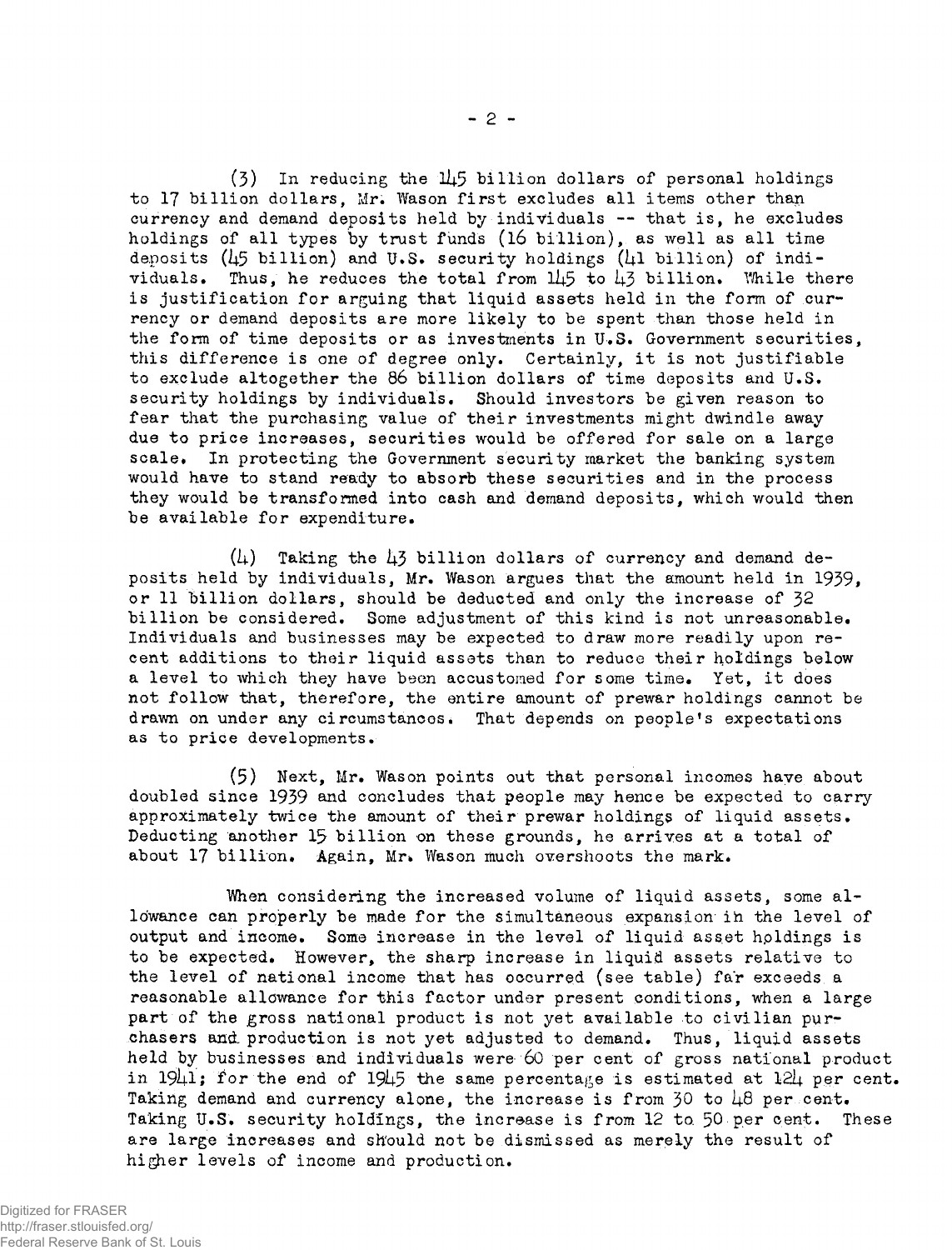(3) In reducing the 145 billion dollars of personal holdings to 17 billion dollars, Mr. Wason first excludes all items other than currency and demand deposits held by individuals -- that is, he excludes holdings of all types by trust funds (16 billion), as well as all time deposits (45 billion) and U.S. security holdings (41 billion) of individuals. Thus, he reduces the total from 145 to 43 billion. While there is justification for arguing that liquid assets held in the form of currency or demand deposits are more likely to be spent than those held in the form of time deposits or as investments in U.S. Government securities, this difference is one of degree only. Certainly, it is not justifiable to exclude altogether the 86 billion dollars of time deposits and U.S. security holdings by individuals. Should investors be given reason to fear that the purchasing value of their investments might dwindle away due to price increases, securities would be offered for sale on a large scale. In protecting the Government security market the banking system would have to stand ready to absorb these securities and in the process they would be transformed into cash and demand deposits, which would then be available for expenditure.

(4) Taking the 43 billion dollars of currency and demand deposits held by individuals, Mr. Wason argues that the amount held in 1939, or 11 billion dollars, should be deducted and only the increase of 32 billion be considered. Some adjustment of this kind is not unreasonable. Individuals and businesses may be expected to draw more readily upon recent additions to their liquid assets than to reduce their holdings below a level to which they have been accustomed for some time. Yet, it does not follow that, therefore, the entire amount of prewar holdings cannot be drawn on under any circumstances. That depends on people's expectations as to price developments.

(5) Next, Mr. Wason points out that personal incomes have about doubled since 1939 and concludes that people may hence be expected to carry approximately twice the amount of their prewar holdings of liquid assets. Deducting another 15 billion on these grounds, he arrives at a total of about 17 billion. Again, Mr. Wason much overshoots the mark.

When considering the increased volume of liquid assets, some allowance can properly be made for the simultaneous expansion in the level of output and income. Some increase in the level of liquid asset holdings is to be expected. However, the sharp increase in liquid assets relative to the level of national income that has occurred (see table) far exceeds a reasonable allowance for this factor under present conditions, when a large part of the gross national product is not yet available to civilian purchasers and production is not yet adjusted to demand. Thus, liquid assets held by businesses and individuals were 60 per cent of gross national product in 1941; for the end of 1945 the same percentage is estimated at 124 per cent. Taking demand and currency alone, the increase is from 30 to 48 per cent. Taking U.S. security holdings, the increase is from 12 to 50 per cent. These are large increases and should not be dismissed as merely the result of higher levels of income and production.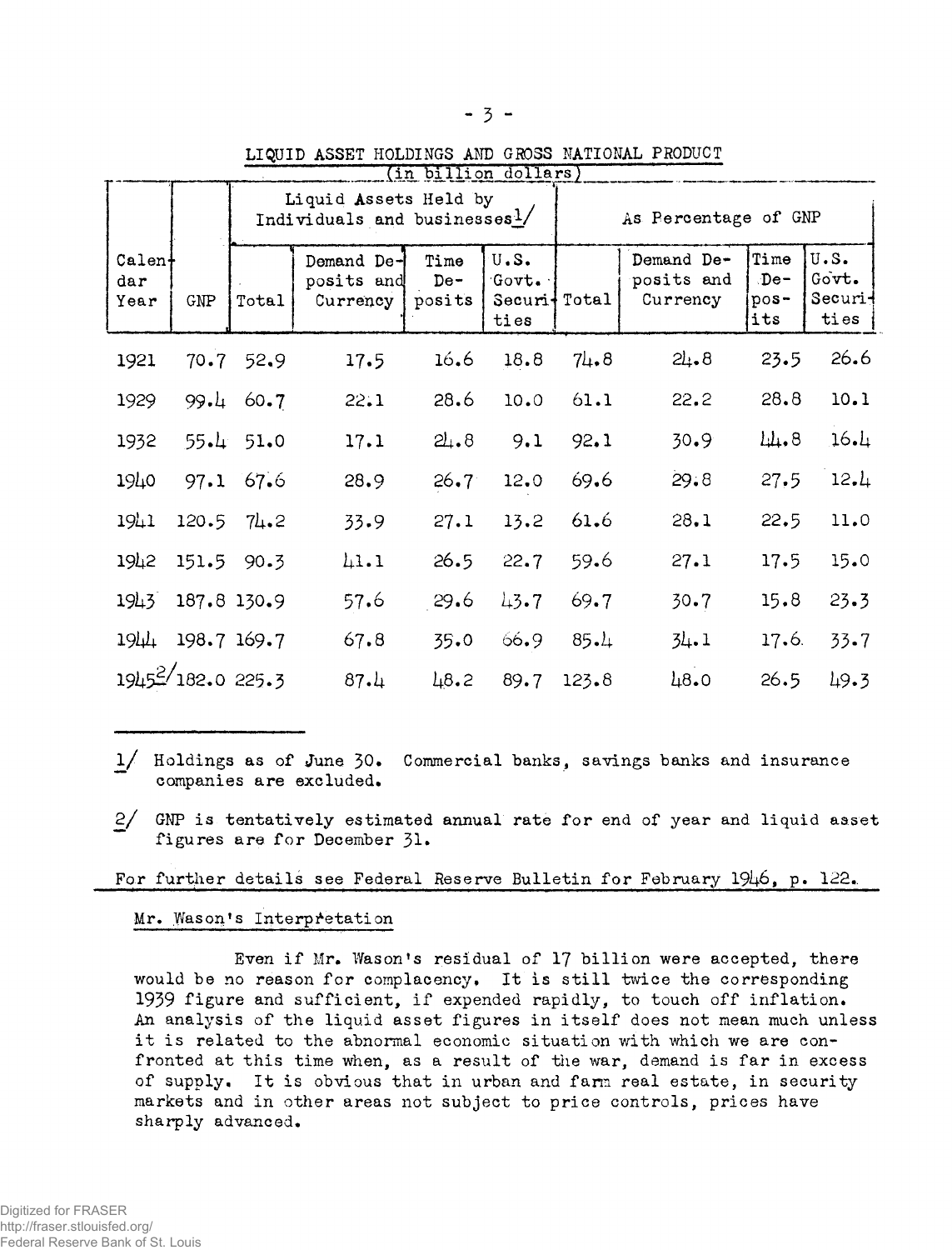LIQUID ASSET HOLDINGS AND GROSS NATIONAL PRODUCT
(in billion dollars)

| Calendar Year | GNP | Liquid Assets Held by Individuals and businesses[1/] | | | | As Percentage of GNP | | | |
|---|---|---|---|---|---|---|---|---|---|
| | | Total | Demand Deposits and Currency | Time Deposits | U.S. Govt. Securities | Total | Demand Deposits and Currency | Time Deposits | U.S. Govt. Securities |
| 1921 | 70.7 | 52.9 | 17.5 | 16.6 | 18.8 | 74.8 | 24.8 | 23.5 | 26.6 |
| 1929 | 99.4 | 60.7 | 22.1 | 28.6 | 10.0 | 61.1 | 22.2 | 28.8 | 10.1 |
| 1932 | 55.4 | 51.0 | 17.1 | 24.8 | 9.1 | 92.1 | 30.9 | 44.8 | 16.4 |
| 1940 | 97.1 | 67.6 | 28.9 | 26.7 | 12.0 | 69.6 | 29.8 | 27.5 | 12.4 |
| 1941 | 120.5 | 74.2 | 33.9 | 27.1 | 13.2 | 61.6 | 28.1 | 22.5 | 11.0 |
| 1942 | 151.5 | 90.3 | 41.1 | 26.5 | 22.7 | 59.6 | 27.1 | 17.5 | 15.0 |
| 1943 | 187.8 | 130.9 | 57.6 | 29.6 | 43.7 | 69.7 | 30.7 | 15.8 | 23.3 |
| 1944 | 198.7 | 169.7 | 67.8 | 35.0 | 66.9 | 85.4 | 34.1 | 17.6 | 33.7 |
| 1945[2/] | 182.0 | 225.3 | 87.4 | 48.2 | 89.7 | 123.8 | 48.0 | 26.5 | 49.3 |

1/ Holdings as of June 30. Commercial banks, savings banks and insurance companies are excluded.

2/ GNP is tentatively estimated annual rate for end of year and liquid asset figures are for December 31.

For further details see Federal Reserve Bulletin for February 1946, p. 122.

Mr. Wason's Interpretation

Even if Mr. Wason's residual of 17 billion were accepted, there would be no reason for complacency. It is still twice the corresponding 1939 figure and sufficient, if expended rapidly, to touch off inflation. An analysis of the liquid asset figures in itself does not mean much unless it is related to the abnormal economic situation with which we are confronted at this time when, as a result of the war, demand is far in excess of supply. It is obvious that in urban and farm real estate, in security markets and in other areas not subject to price controls, prices have sharply advanced.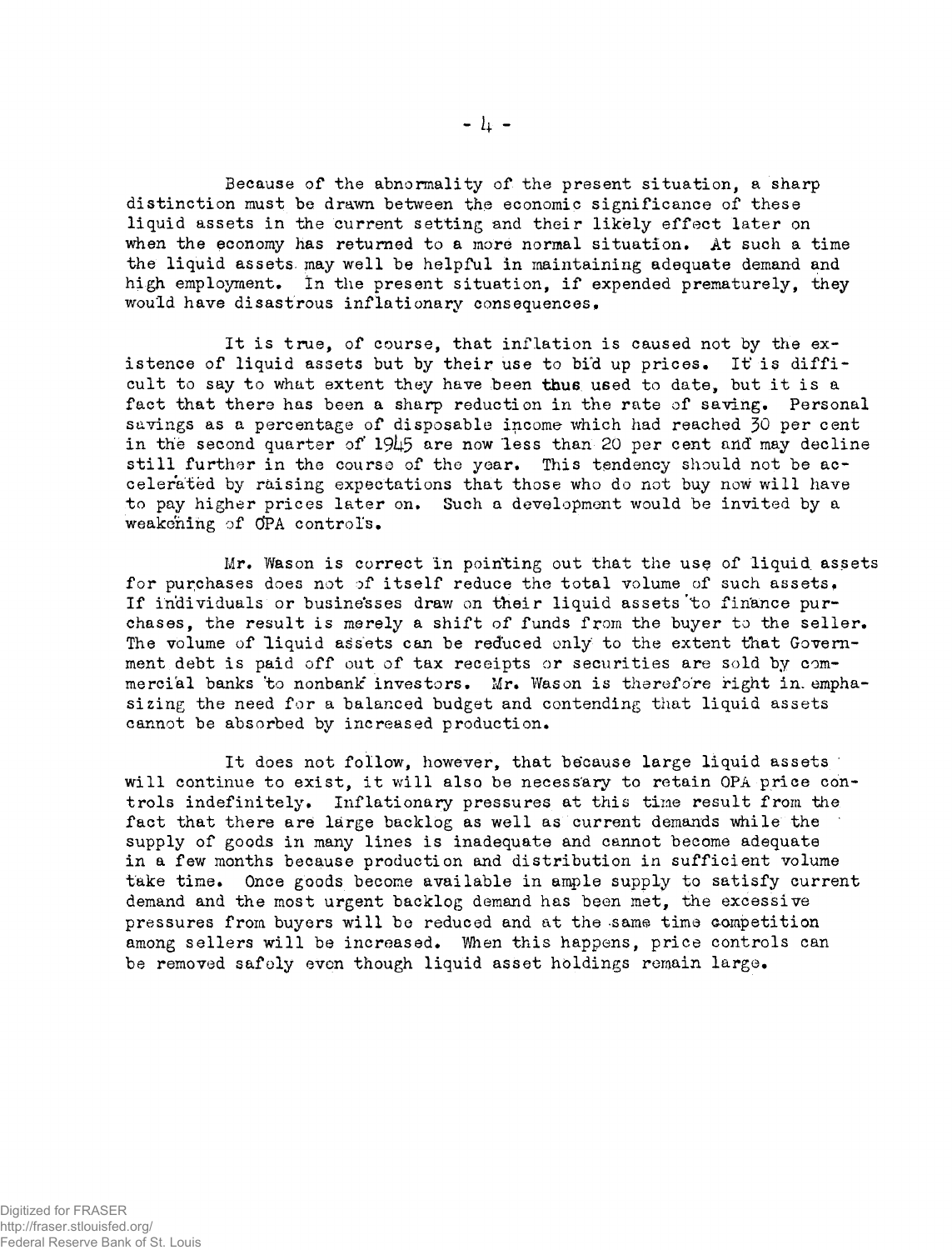Because of the abnormality of the present situation, a sharp distinction must be drawn between the economic significance of these liquid assets in the current setting and their likely effect later on when the economy has returned to a more normal situation. At such a time the liquid assets may well be helpful in maintaining adequate demand and high employment. In the present situation, if expended prematurely, they would have disastrous inflationary consequences.

It is true, of course, that inflation is caused not by the existence of liquid assets but by their use to bid up prices. It is difficult to say to what extent they have been thus used to date, but it is a fact that there has been a sharp reduction in the rate of saving. Personal savings as a percentage of disposable income which had reached 30 per cent in the second quarter of 1945 are now less than 20 per cent and may decline still further in the course of the year. This tendency should not be accelerated by raising expectations that those who do not buy now will have to pay higher prices later on. Such a development would be invited by a weakening of OPA controls.

Mr. Wason is correct in pointing out that the use of liquid assets for purchases does not of itself reduce the total volume of such assets. If individuals or businesses draw on their liquid assets to finance purchases, the result is merely a shift of funds from the buyer to the seller. The volume of liquid assets can be reduced only to the extent that Government debt is paid off out of tax receipts or securities are sold by commercial banks to nonbank investors. Mr. Wason is therefore right in emphasizing the need for a balanced budget and contending that liquid assets cannot be absorbed by increased production.

It does not follow, however, that because large liquid assets will continue to exist, it will also be necessary to retain OPA price controls indefinitely. Inflationary pressures at this time result from the fact that there are large backlog as well as current demands while the supply of goods in many lines is inadequate and cannot become adequate in a few months because production and distribution in sufficient volume take time. Once goods become available in ample supply to satisfy current demand and the most urgent backlog demand has been met, the excessive pressures from buyers will be reduced and at the same time competition among sellers will be increased. When this happens, price controls can be removed safely even though liquid asset holdings remain large.